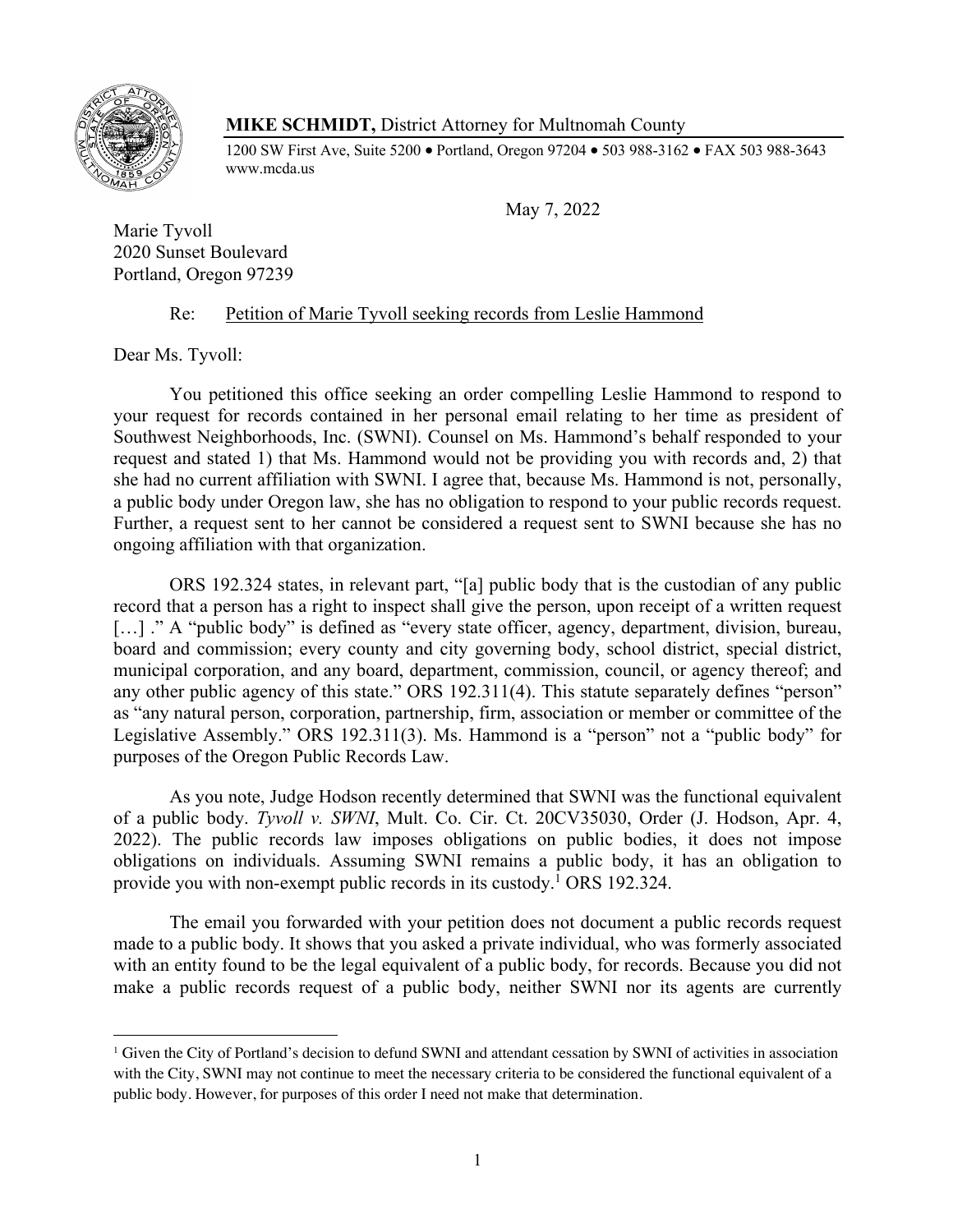**MIKE SCHMIDT,** District Attorney for Multnomah County

1200 SW First Ave, Suite 5200 • Portland, Oregon 97204 • 503 988-3162 • FAX 503 988-3643
www.mcda.us

May 7, 2022

Marie Tyvoll
2020 Sunset Boulevard
Portland, Oregon 97239

Re: Petition of Marie Tyvoll seeking records from Leslie Hammond

Dear Ms. Tyvoll:

You petitioned this office seeking an order compelling Leslie Hammond to respond to your request for records contained in her personal email relating to her time as president of Southwest Neighborhoods, Inc. (SWNI). Counsel on Ms. Hammond's behalf responded to your request and stated 1) that Ms. Hammond would not be providing you with records and, 2) that she had no current affiliation with SWNI. I agree that, because Ms. Hammond is not, personally, a public body under Oregon law, she has no obligation to respond to your public records request. Further, a request sent to her cannot be considered a request sent to SWNI because she has no ongoing affiliation with that organization.

ORS 192.324 states, in relevant part, "[a] public body that is the custodian of any public record that a person has a right to inspect shall give the person, upon receipt of a written request […] ." A "public body" is defined as "every state officer, agency, department, division, bureau, board and commission; every county and city governing body, school district, special district, municipal corporation, and any board, department, commission, council, or agency thereof; and any other public agency of this state." ORS 192.311(4). This statute separately defines "person" as "any natural person, corporation, partnership, firm, association or member or committee of the Legislative Assembly." ORS 192.311(3). Ms. Hammond is a "person" not a "public body" for purposes of the Oregon Public Records Law.

As you note, Judge Hodson recently determined that SWNI was the functional equivalent of a public body. *Tyvoll v. SWNI*, Mult. Co. Cir. Ct. 20CV35030, Order (J. Hodson, Apr. 4, 2022). The public records law imposes obligations on public bodies, it does not impose obligations on individuals. Assuming SWNI remains a public body, it has an obligation to provide you with non-exempt public records in its custody.[1] ORS 192.324.

The email you forwarded with your petition does not document a public records request made to a public body. It shows that you asked a private individual, who was formerly associated with an entity found to be the legal equivalent of a public body, for records. Because you did not make a public records request of a public body, neither SWNI nor its agents are currently

[1] Given the City of Portland's decision to defund SWNI and attendant cessation by SWNI of activities in association with the City, SWNI may not continue to meet the necessary criteria to be considered the functional equivalent of a public body. However, for purposes of this order I need not make that determination.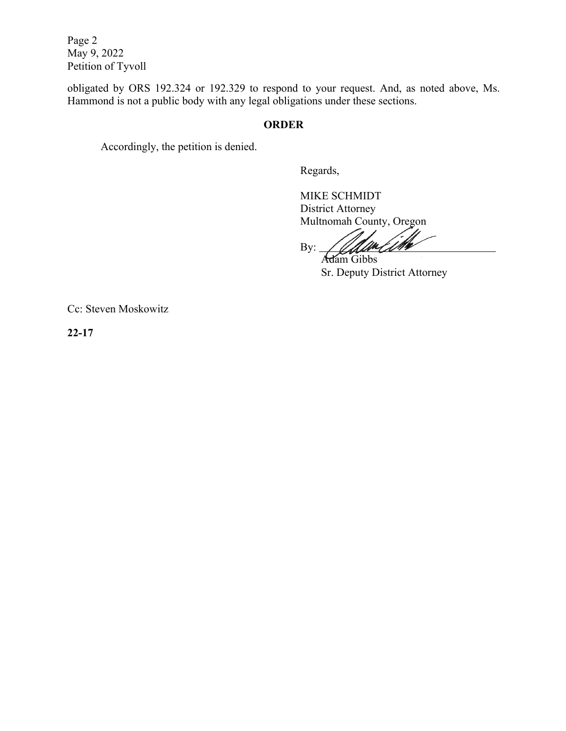obligated by ORS 192.324 or 192.329 to respond to your request. And, as noted above, Ms. Hammond is not a public body with any legal obligations under these sections.

**ORDER**

Accordingly, the petition is denied.

Regards,

MIKE SCHMIDT
District Attorney
Multnomah County, Oregon

By: ______________________
Adam Gibbs
Sr. Deputy District Attorney

Cc: Steven Moskowitz

**22-17**